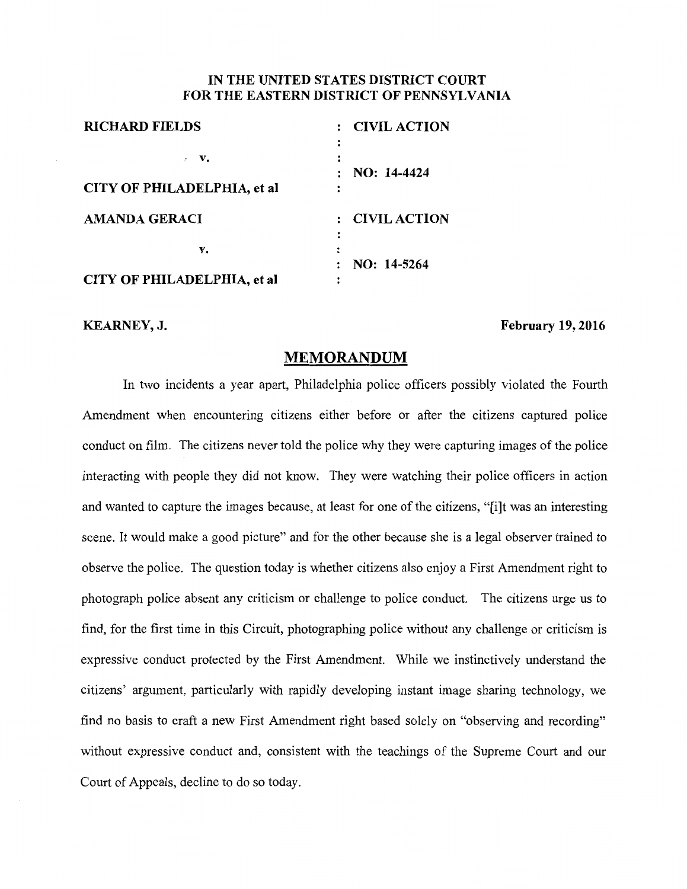# IN THE UNITED STATES DISTRICT COURT FOR THE EASTERN DISTRICT OF PENNSYLVANIA

| | | |
|---|---|---|
| **RICHARD FIELDS** | : | **CIVIL ACTION** |
| **v.** | : | |
| | : | **NO: 14-4424** |
| **CITY OF PHILADELPHIA, et al** | : | |
| **AMANDA GERACI** | : | **CIVIL ACTION** |
| **v.** | : | |
| | : | **NO: 14-5264** |
| **CITY OF PHILADELPHIA, et al** | : | |

**KEARNEY, J.** **February 19, 2016**

## MEMORANDUM

In two incidents a year apart, Philadelphia police officers possibly violated the Fourth Amendment when encountering citizens either before or after the citizens captured police conduct on film. The citizens never told the police why they were capturing images of the police interacting with people they did not know. They were watching their police officers in action and wanted to capture the images because, at least for one of the citizens, "[i]t was an interesting scene. It would make a good picture" and for the other because she is a legal observer trained to observe the police. The question today is whether citizens also enjoy a First Amendment right to photograph police absent any criticism or challenge to police conduct. The citizens urge us to find, for the first time in this Circuit, photographing police without any challenge or criticism is expressive conduct protected by the First Amendment. While we instinctively understand the citizens' argument, particularly with rapidly developing instant image sharing technology, we find no basis to craft a new First Amendment right based solely on "observing and recording" without expressive conduct and, consistent with the teachings of the Supreme Court and our Court of Appeals, decline to do so today.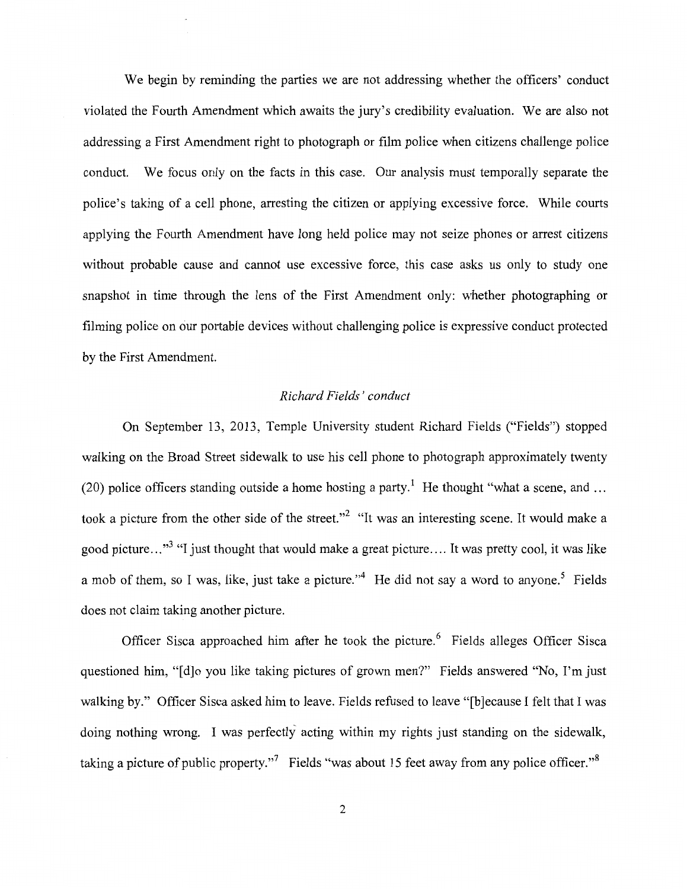We begin by reminding the parties we are not addressing whether the officers' conduct violated the Fourth Amendment which awaits the jury's credibility evaluation. We are also not addressing a First Amendment right to photograph or film police when citizens challenge police conduct. We focus only on the facts in this case. Our analysis must temporally separate the police's taking of a cell phone, arresting the citizen or applying excessive force. While courts applying the Fourth Amendment have long held police may not seize phones or arrest citizens without probable cause and cannot use excessive force, this case asks us only to study one snapshot in time through the lens of the First Amendment only: whether photographing or filming police on our portable devices without challenging police is expressive conduct protected by the First Amendment.

*Richard Fields' conduct*

On September 13, 2013, Temple University student Richard Fields ("Fields") stopped walking on the Broad Street sidewalk to use his cell phone to photograph approximately twenty (20) police officers standing outside a home hosting a party.[1] He thought "what a scene, and ... took a picture from the other side of the street."[2] "It was an interesting scene. It would make a good picture..."[3] "I just thought that would make a great picture.... It was pretty cool, it was like a mob of them, so I was, like, just take a picture."[4] He did not say a word to anyone.[5] Fields does not claim taking another picture.

Officer Sisca approached him after he took the picture.[6] Fields alleges Officer Sisca questioned him, "[d]o you like taking pictures of grown men?" Fields answered "No, I'm just walking by." Officer Sisca asked him to leave. Fields refused to leave "[b]ecause I felt that I was doing nothing wrong. I was perfectly acting within my rights just standing on the sidewalk, taking a picture of public property."[7] Fields "was about 15 feet away from any police officer."[8]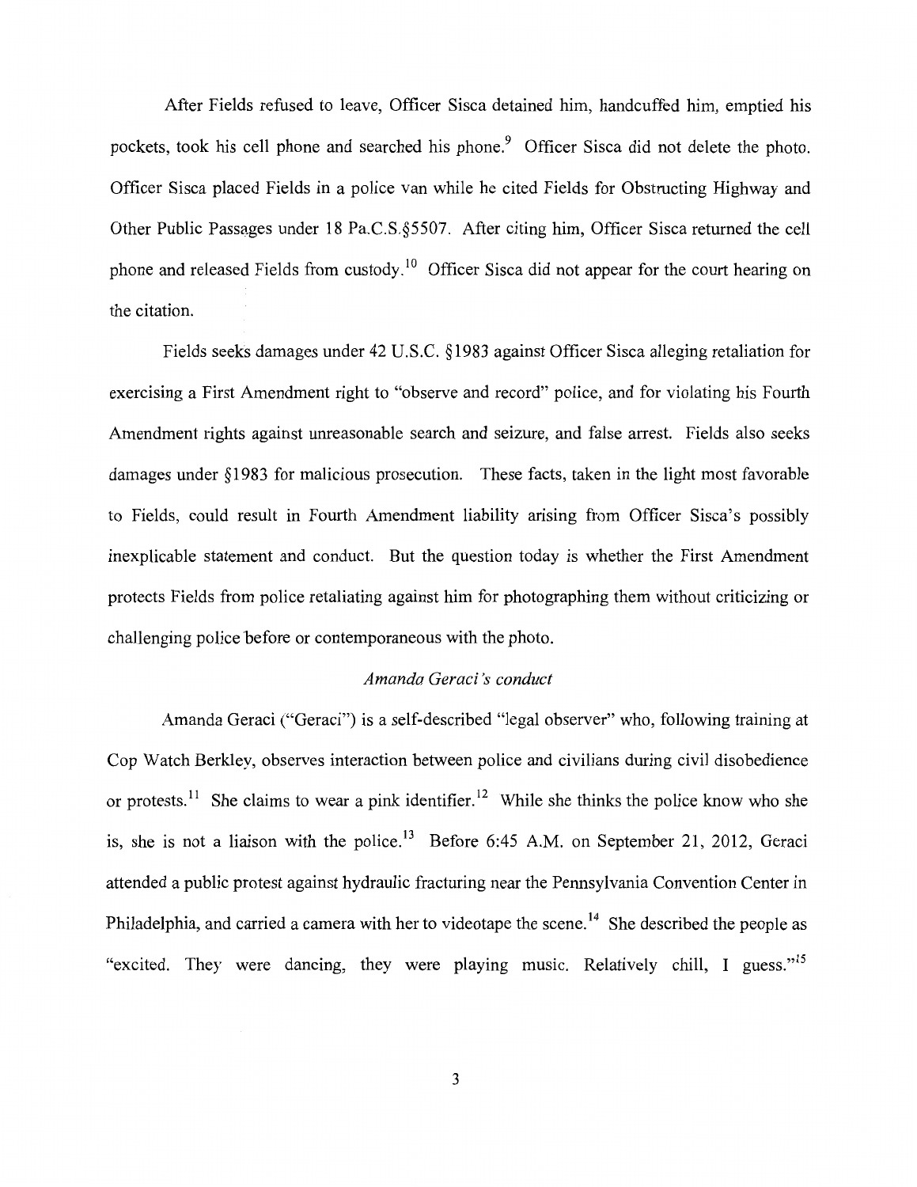After Fields refused to leave, Officer Sisca detained him, handcuffed him, emptied his pockets, took his cell phone and searched his phone.[9] Officer Sisca did not delete the photo. Officer Sisca placed Fields in a police van while he cited Fields for Obstructing Highway and Other Public Passages under 18 Pa.C.S.§5507. After citing him, Officer Sisca returned the cell phone and released Fields from custody.[10] Officer Sisca did not appear for the court hearing on the citation.

Fields seeks damages under 42 U.S.C. §1983 against Officer Sisca alleging retaliation for exercising a First Amendment right to "observe and record" police, and for violating his Fourth Amendment rights against unreasonable search and seizure, and false arrest. Fields also seeks damages under §1983 for malicious prosecution. These facts, taken in the light most favorable to Fields, could result in Fourth Amendment liability arising from Officer Sisca's possibly inexplicable statement and conduct. But the question today is whether the First Amendment protects Fields from police retaliating against him for photographing them without criticizing or challenging police before or contemporaneous with the photo.

*Amanda Geraci's conduct*

Amanda Geraci ("Geraci") is a self-described "legal observer" who, following training at Cop Watch Berkley, observes interaction between police and civilians during civil disobedience or protests.[11] She claims to wear a pink identifier.[12] While she thinks the police know who she is, she is not a liaison with the police.[13] Before 6:45 A.M. on September 21, 2012, Geraci attended a public protest against hydraulic fracturing near the Pennsylvania Convention Center in Philadelphia, and carried a camera with her to videotape the scene.[14] She described the people as "excited. They were dancing, they were playing music. Relatively chill, I guess."[15]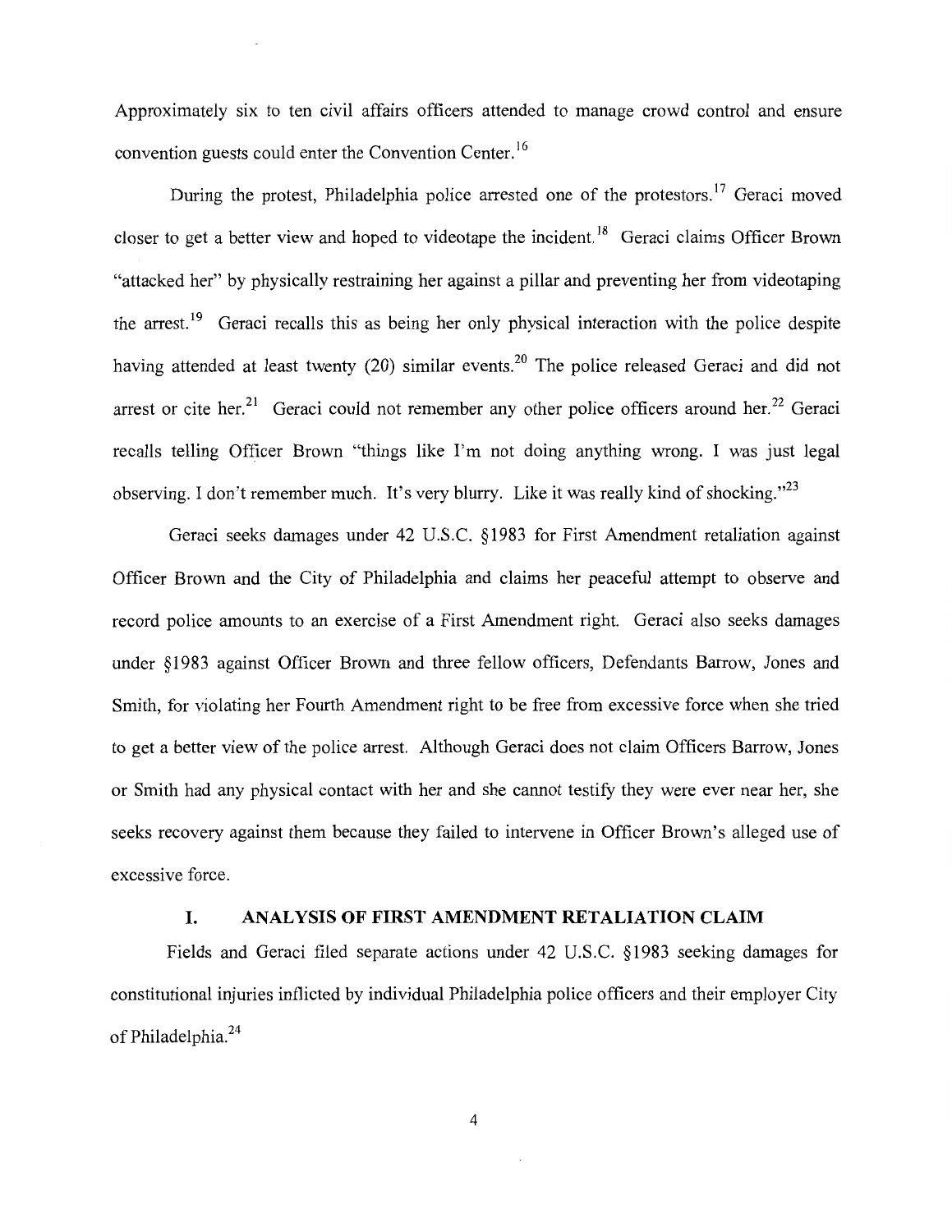Approximately six to ten civil affairs officers attended to manage crowd control and ensure convention guests could enter the Convention Center.[16]

During the protest, Philadelphia police arrested one of the protestors.[17] Geraci moved closer to get a better view and hoped to videotape the incident.[18] Geraci claims Officer Brown "attacked her" by physically restraining her against a pillar and preventing her from videotaping the arrest.[19] Geraci recalls this as being her only physical interaction with the police despite having attended at least twenty (20) similar events.[20] The police released Geraci and did not arrest or cite her.[21] Geraci could not remember any other police officers around her.[22] Geraci recalls telling Officer Brown "things like I'm not doing anything wrong. I was just legal observing. I don't remember much. It's very blurry. Like it was really kind of shocking."[23]

Geraci seeks damages under 42 U.S.C. §1983 for First Amendment retaliation against Officer Brown and the City of Philadelphia and claims her peaceful attempt to observe and record police amounts to an exercise of a First Amendment right. Geraci also seeks damages under §1983 against Officer Brown and three fellow officers, Defendants Barrow, Jones and Smith, for violating her Fourth Amendment right to be free from excessive force when she tried to get a better view of the police arrest. Although Geraci does not claim Officers Barrow, Jones or Smith had any physical contact with her and she cannot testify they were ever near her, she seeks recovery against them because they failed to intervene in Officer Brown's alleged use of excessive force.

## I. ANALYSIS OF FIRST AMENDMENT RETALIATION CLAIM

Fields and Geraci filed separate actions under 42 U.S.C. §1983 seeking damages for constitutional injuries inflicted by individual Philadelphia police officers and their employer City of Philadelphia.[24]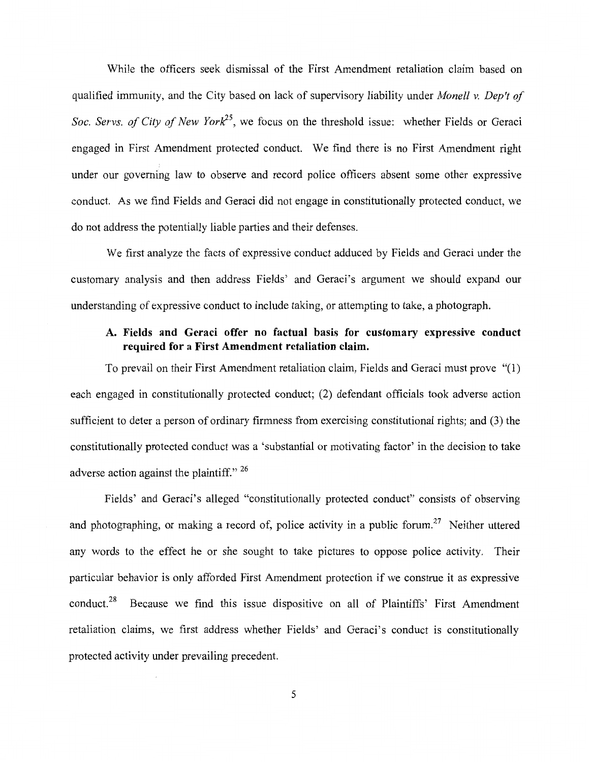While the officers seek dismissal of the First Amendment retaliation claim based on qualified immunity, and the City based on lack of supervisory liability under *Monell v. Dep't of Soc. Servs. of City of New York*[25], we focus on the threshold issue: whether Fields or Geraci engaged in First Amendment protected conduct. We find there is no First Amendment right under our governing law to observe and record police officers absent some other expressive conduct. As we find Fields and Geraci did not engage in constitutionally protected conduct, we do not address the potentially liable parties and their defenses.

We first analyze the facts of expressive conduct adduced by Fields and Geraci under the customary analysis and then address Fields' and Geraci's argument we should expand our understanding of expressive conduct to include taking, or attempting to take, a photograph.

### A. Fields and Geraci offer no factual basis for customary expressive conduct required for a First Amendment retaliation claim.

To prevail on their First Amendment retaliation claim, Fields and Geraci must prove "(1) each engaged in constitutionally protected conduct; (2) defendant officials took adverse action sufficient to deter a person of ordinary firmness from exercising constitutional rights; and (3) the constitutionally protected conduct was a 'substantial or motivating factor' in the decision to take adverse action against the plaintiff." [26]

Fields' and Geraci's alleged "constitutionally protected conduct" consists of observing and photographing, or making a record of, police activity in a public forum.[27] Neither uttered any words to the effect he or she sought to take pictures to oppose police activity. Their particular behavior is only afforded First Amendment protection if we construe it as expressive conduct.[28] Because we find this issue dispositive on all of Plaintiffs' First Amendment retaliation claims, we first address whether Fields' and Geraci's conduct is constitutionally protected activity under prevailing precedent.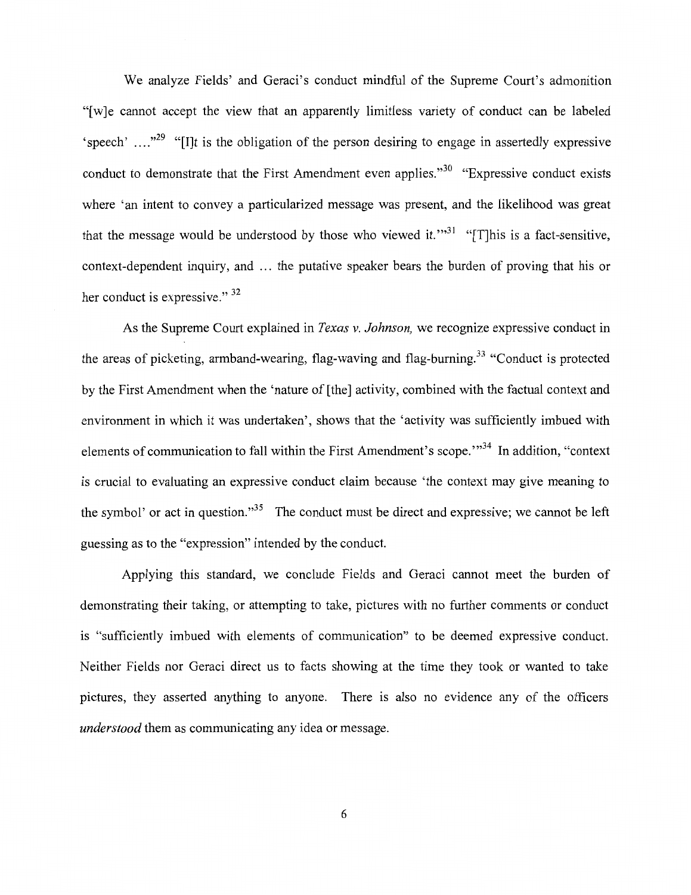We analyze Fields' and Geraci's conduct mindful of the Supreme Court's admonition "[w]e cannot accept the view that an apparently limitless variety of conduct can be labeled 'speech' ...."[29] "[I]t is the obligation of the person desiring to engage in assertedly expressive conduct to demonstrate that the First Amendment even applies."[30] "Expressive conduct exists where 'an intent to convey a particularized message was present, and the likelihood was great that the message would be understood by those who viewed it.'"[31] "[T]his is a fact-sensitive, context-dependent inquiry, and ... the putative speaker bears the burden of proving that his or her conduct is expressive."[32]

As the Supreme Court explained in *Texas v. Johnson,* we recognize expressive conduct in the areas of picketing, armband-wearing, flag-waving and flag-burning.[33] "Conduct is protected by the First Amendment when the 'nature of [the] activity, combined with the factual context and environment in which it was undertaken', shows that the 'activity was sufficiently imbued with elements of communication to fall within the First Amendment's scope.'"[34] In addition, "context is crucial to evaluating an expressive conduct claim because 'the context may give meaning to the symbol' or act in question."[35] The conduct must be direct and expressive; we cannot be left guessing as to the "expression" intended by the conduct.

Applying this standard, we conclude Fields and Geraci cannot meet the burden of demonstrating their taking, or attempting to take, pictures with no further comments or conduct is "sufficiently imbued with elements of communication" to be deemed expressive conduct. Neither Fields nor Geraci direct us to facts showing at the time they took or wanted to take pictures, they asserted anything to anyone. There is also no evidence any of the officers *understood* them as communicating any idea or message.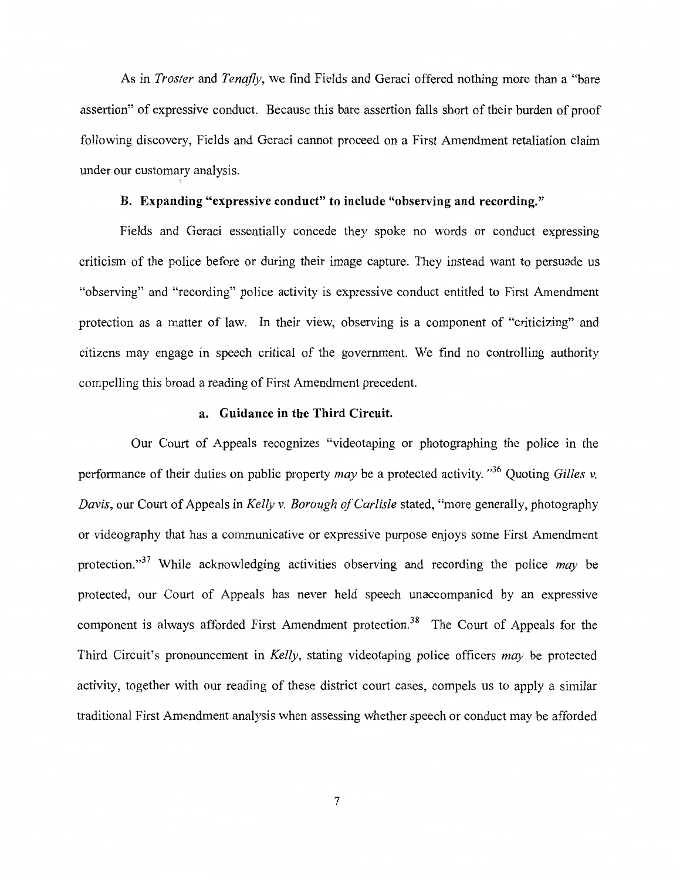As in *Troster* and *Tenafly*, we find Fields and Geraci offered nothing more than a "bare assertion" of expressive conduct. Because this bare assertion falls short of their burden of proof following discovery, Fields and Geraci cannot proceed on a First Amendment retaliation claim under our customary analysis.

### B. Expanding "expressive conduct" to include "observing and recording."

Fields and Geraci essentially concede they spoke no words or conduct expressing criticism of the police before or during their image capture. They instead want to persuade us "observing" and "recording" police activity is expressive conduct entitled to First Amendment protection as a matter of law. In their view, observing is a component of "criticizing" and citizens may engage in speech critical of the government. We find no controlling authority compelling this broad a reading of First Amendment precedent.

#### a. Guidance in the Third Circuit.

Our Court of Appeals recognizes "videotaping or photographing the police in the performance of their duties on public property *may* be a protected activity."[36] Quoting *Gilles v. Davis*, our Court of Appeals in *Kelly v. Borough of Carlisle* stated, "more generally, photography or videography that has a communicative or expressive purpose enjoys some First Amendment protection."[37] While acknowledging activities observing and recording the police *may* be protected, our Court of Appeals has never held speech unaccompanied by an expressive component is always afforded First Amendment protection.[38] The Court of Appeals for the Third Circuit's pronouncement in *Kelly*, stating videotaping police officers *may* be protected activity, together with our reading of these district court cases, compels us to apply a similar traditional First Amendment analysis when assessing whether speech or conduct may be afforded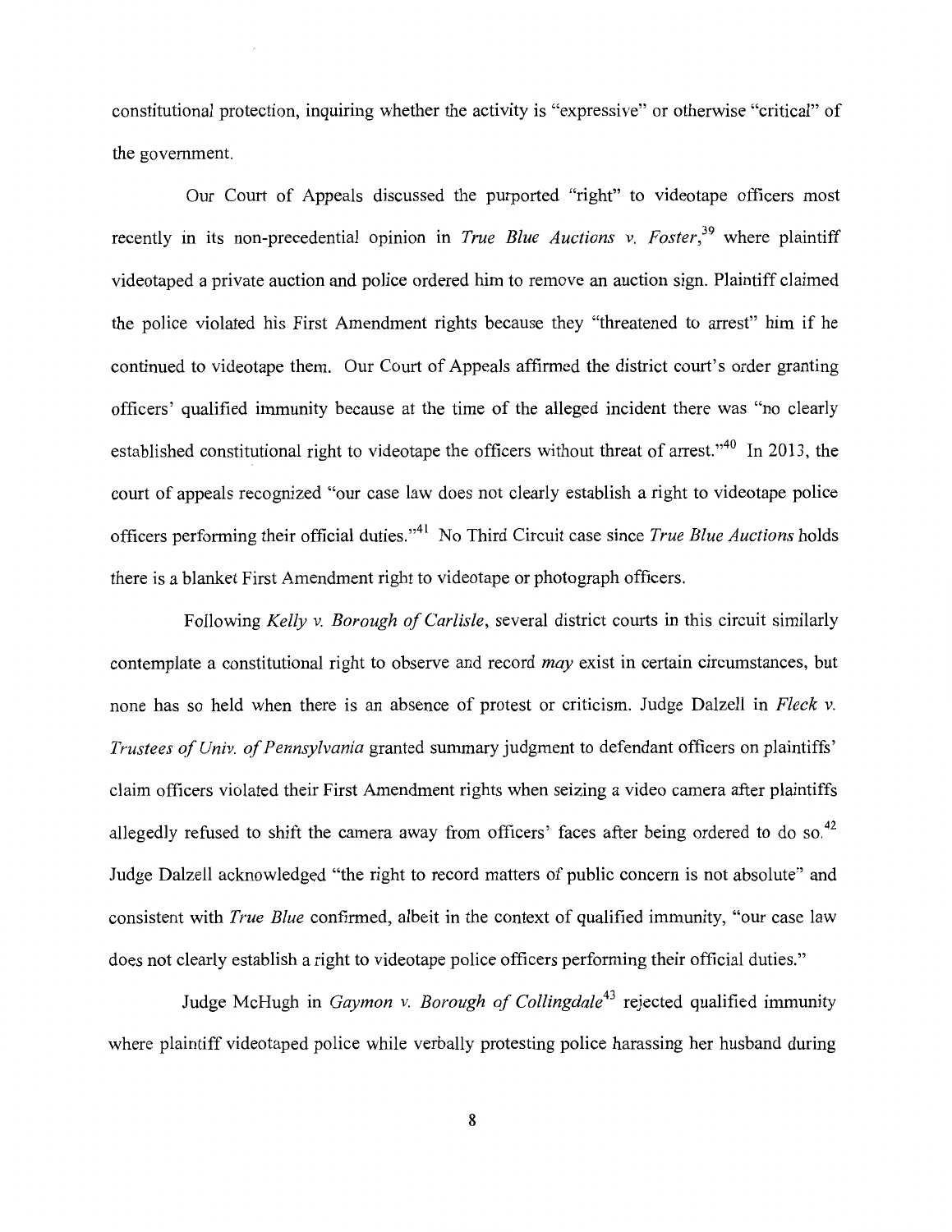constitutional protection, inquiring whether the activity is "expressive" or otherwise "critical" of the government.

Our Court of Appeals discussed the purported "right" to videotape officers most recently in its non-precedential opinion in *True Blue Auctions v. Foster*,[39] where plaintiff videotaped a private auction and police ordered him to remove an auction sign. Plaintiff claimed the police violated his First Amendment rights because they "threatened to arrest" him if he continued to videotape them. Our Court of Appeals affirmed the district court's order granting officers' qualified immunity because at the time of the alleged incident there was "no clearly established constitutional right to videotape the officers without threat of arrest."[40] In 2013, the court of appeals recognized "our case law does not clearly establish a right to videotape police officers performing their official duties."[41] No Third Circuit case since *True Blue Auctions* holds there is a blanket First Amendment right to videotape or photograph officers.

Following *Kelly v. Borough of Carlisle*, several district courts in this circuit similarly contemplate a constitutional right to observe and record *may* exist in certain circumstances, but none has so held when there is an absence of protest or criticism. Judge Dalzell in *Fleck v. Trustees of Univ. of Pennsylvania* granted summary judgment to defendant officers on plaintiffs' claim officers violated their First Amendment rights when seizing a video camera after plaintiffs allegedly refused to shift the camera away from officers' faces after being ordered to do so.[42] Judge Dalzell acknowledged "the right to record matters of public concern is not absolute" and consistent with *True Blue* confirmed, albeit in the context of qualified immunity, "our case law does not clearly establish a right to videotape police officers performing their official duties."

Judge McHugh in *Gaymon v. Borough of Collingdale*[43] rejected qualified immunity where plaintiff videotaped police while verbally protesting police harassing her husband during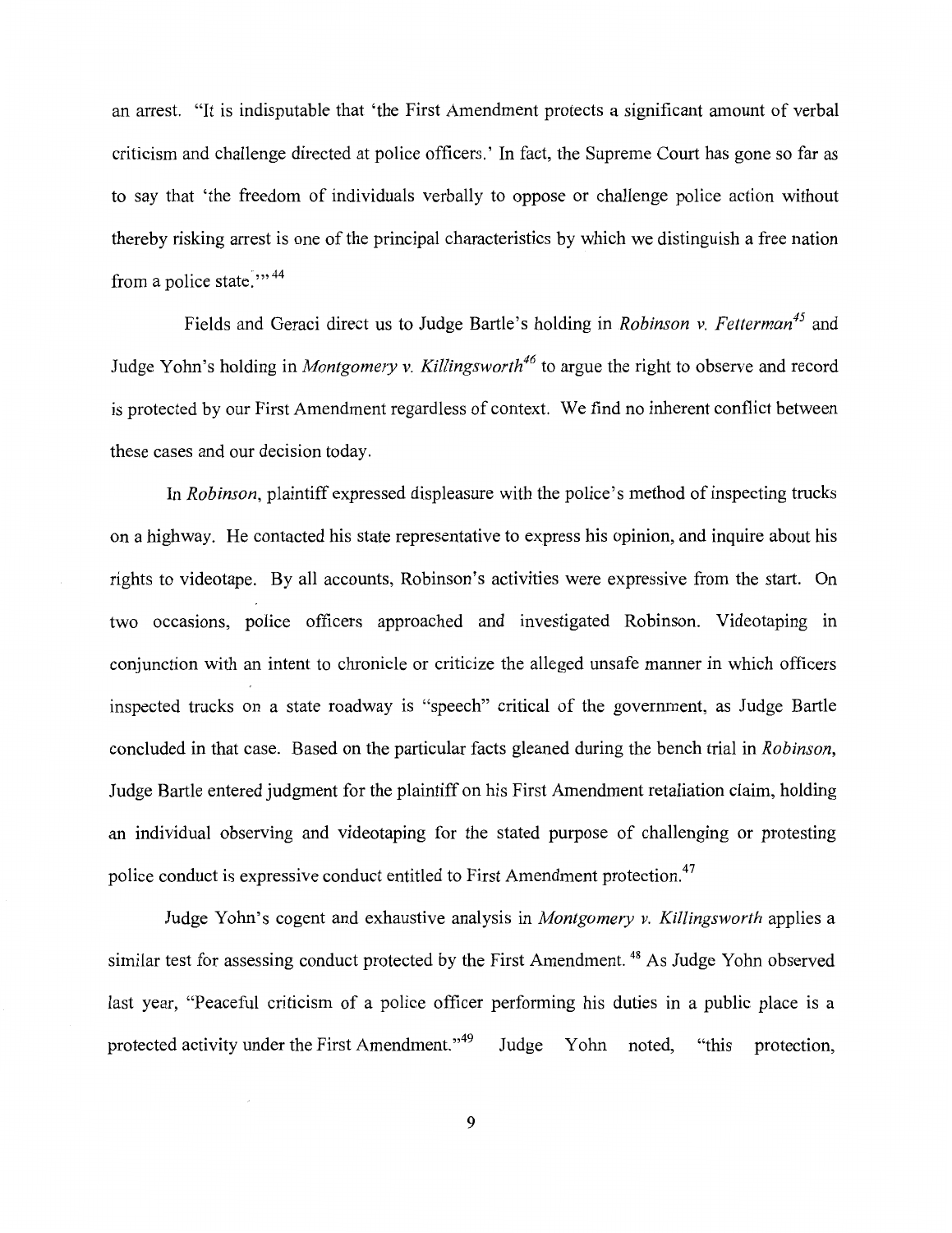an arrest. "It is indisputable that 'the First Amendment protects a significant amount of verbal criticism and challenge directed at police officers.' In fact, the Supreme Court has gone so far as to say that 'the freedom of individuals verbally to oppose or challenge police action without thereby risking arrest is one of the principal characteristics by which we distinguish a free nation from a police state.'"[44]

Fields and Geraci direct us to Judge Bartle's holding in *Robinson v. Fetterman*[45] and Judge Yohn's holding in *Montgomery v. Killingsworth*[46] to argue the right to observe and record is protected by our First Amendment regardless of context. We find no inherent conflict between these cases and our decision today.

In *Robinson*, plaintiff expressed displeasure with the police's method of inspecting trucks on a highway. He contacted his state representative to express his opinion, and inquire about his rights to videotape. By all accounts, Robinson's activities were expressive from the start. On two occasions, police officers approached and investigated Robinson. Videotaping in conjunction with an intent to chronicle or criticize the alleged unsafe manner in which officers inspected trucks on a state roadway is "speech" critical of the government, as Judge Bartle concluded in that case. Based on the particular facts gleaned during the bench trial in *Robinson*, Judge Bartle entered judgment for the plaintiff on his First Amendment retaliation claim, holding an individual observing and videotaping for the stated purpose of challenging or protesting police conduct is expressive conduct entitled to First Amendment protection.[47]

Judge Yohn's cogent and exhaustive analysis in *Montgomery v. Killingsworth* applies a similar test for assessing conduct protected by the First Amendment.[48] As Judge Yohn observed last year, "Peaceful criticism of a police officer performing his duties in a public place is a protected activity under the First Amendment."[49] Judge Yohn noted, "this protection,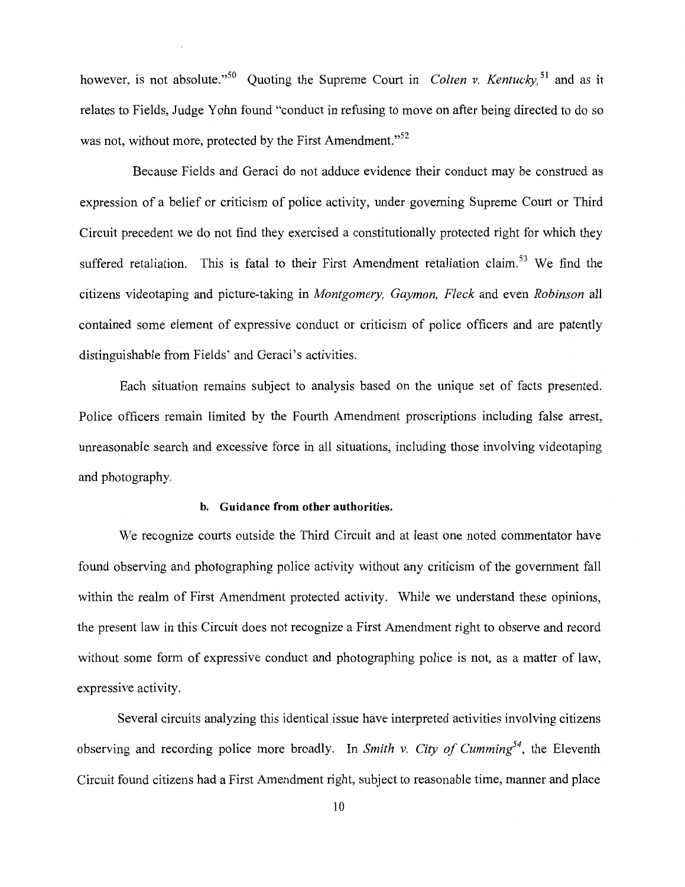however, is not absolute."[50] Quoting the Supreme Court in *Colten v. Kentucky*,[51] and as it relates to Fields, Judge Yohn found "conduct in refusing to move on after being directed to do so was not, without more, protected by the First Amendment."[52]

Because Fields and Geraci do not adduce evidence their conduct may be construed as expression of a belief or criticism of police activity, under governing Supreme Court or Third Circuit precedent we do not find they exercised a constitutionally protected right for which they suffered retaliation. This is fatal to their First Amendment retaliation claim.[53] We find the citizens videotaping and picture-taking in *Montgomery, Gaymon, Fleck* and even *Robinson* all contained some element of expressive conduct or criticism of police officers and are patently distinguishable from Fields' and Geraci's activities.

Each situation remains subject to analysis based on the unique set of facts presented. Police officers remain limited by the Fourth Amendment proscriptions including false arrest, unreasonable search and excessive force in all situations, including those involving videotaping and photography.

#### b. Guidance from other authorities.

We recognize courts outside the Third Circuit and at least one noted commentator have found observing and photographing police activity without any criticism of the government fall within the realm of First Amendment protected activity. While we understand these opinions, the present law in this Circuit does not recognize a First Amendment right to observe and record without some form of expressive conduct and photographing police is not, as a matter of law, expressive activity.

Several circuits analyzing this identical issue have interpreted activities involving citizens observing and recording police more broadly. In *Smith v. City of Cumming*[54], the Eleventh Circuit found citizens had a First Amendment right, subject to reasonable time, manner and place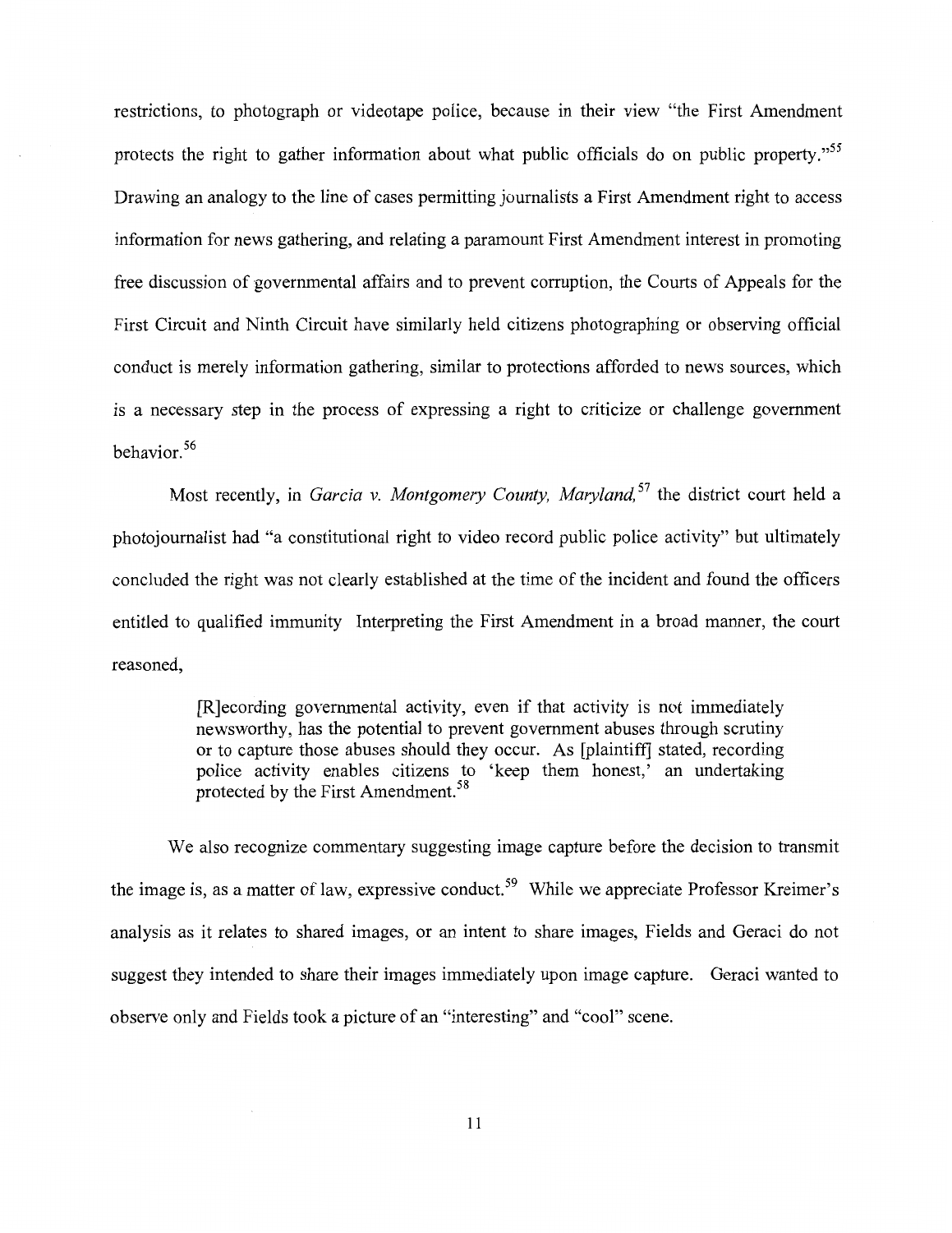restrictions, to photograph or videotape police, because in their view "the First Amendment protects the right to gather information about what public officials do on public property."[55] Drawing an analogy to the line of cases permitting journalists a First Amendment right to access information for news gathering, and relating a paramount First Amendment interest in promoting free discussion of governmental affairs and to prevent corruption, the Courts of Appeals for the First Circuit and Ninth Circuit have similarly held citizens photographing or observing official conduct is merely information gathering, similar to protections afforded to news sources, which is a necessary step in the process of expressing a right to criticize or challenge government behavior.[56]

Most recently, in *Garcia v. Montgomery County, Maryland,*[57] the district court held a photojournalist had "a constitutional right to video record public police activity" but ultimately concluded the right was not clearly established at the time of the incident and found the officers entitled to qualified immunity Interpreting the First Amendment in a broad manner, the court reasoned,

> [R]ecording governmental activity, even if that activity is not immediately newsworthy, has the potential to prevent government abuses through scrutiny or to capture those abuses should they occur. As [plaintiff] stated, recording police activity enables citizens to 'keep them honest,' an undertaking protected by the First Amendment.[58]

We also recognize commentary suggesting image capture before the decision to transmit the image is, as a matter of law, expressive conduct.[59] While we appreciate Professor Kreimer's analysis as it relates to shared images, or an intent to share images, Fields and Geraci do not suggest they intended to share their images immediately upon image capture. Geraci wanted to observe only and Fields took a picture of an "interesting" and "cool" scene.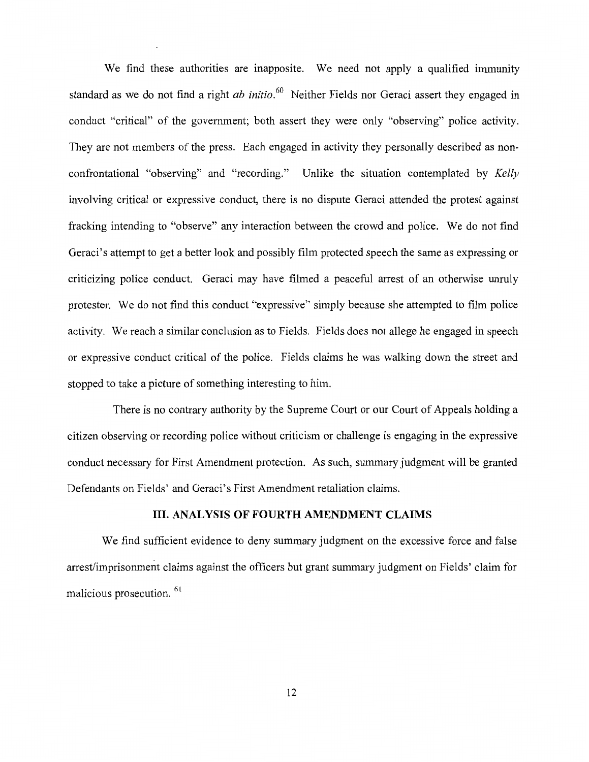We find these authorities are inapposite. We need not apply a qualified immunity standard as we do not find a right *ab initio*.[60] Neither Fields nor Geraci assert they engaged in conduct "critical" of the government; both assert they were only "observing" police activity. They are not members of the press. Each engaged in activity they personally described as non-confrontational "observing" and "recording." Unlike the situation contemplated by *Kelly* involving critical or expressive conduct, there is no dispute Geraci attended the protest against fracking intending to "observe" any interaction between the crowd and police. We do not find Geraci's attempt to get a better look and possibly film protected speech the same as expressing or criticizing police conduct. Geraci may have filmed a peaceful arrest of an otherwise unruly protester. We do not find this conduct "expressive" simply because she attempted to film police activity. We reach a similar conclusion as to Fields. Fields does not allege he engaged in speech or expressive conduct critical of the police. Fields claims he was walking down the street and stopped to take a picture of something interesting to him.

There is no contrary authority by the Supreme Court or our Court of Appeals holding a citizen observing or recording police without criticism or challenge is engaging in the expressive conduct necessary for First Amendment protection. As such, summary judgment will be granted Defendants on Fields' and Geraci's First Amendment retaliation claims.

## III. ANALYSIS OF FOURTH AMENDMENT CLAIMS

We find sufficient evidence to deny summary judgment on the excessive force and false arrest/imprisonment claims against the officers but grant summary judgment on Fields' claim for malicious prosecution.[61]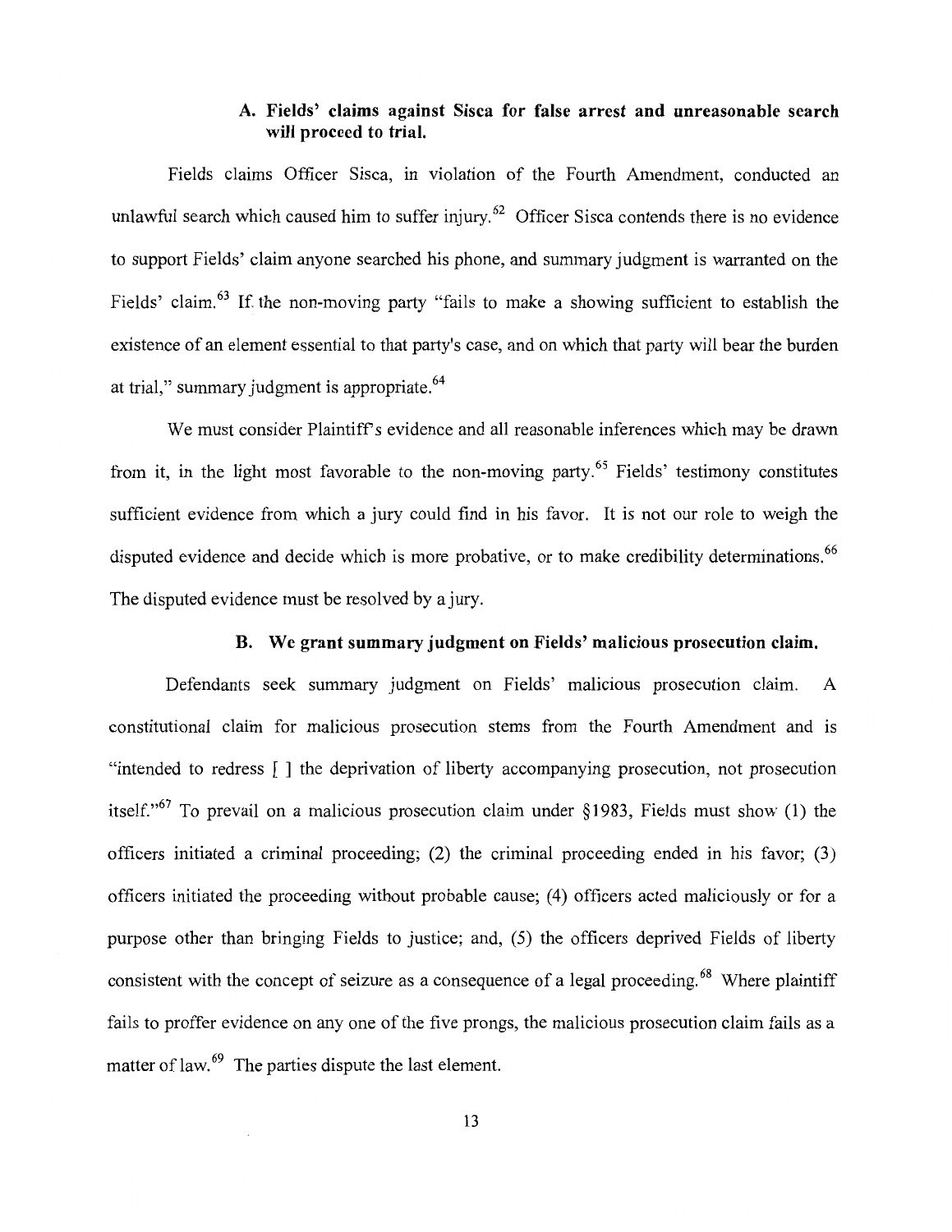### A. Fields' claims against Sisca for false arrest and unreasonable search will proceed to trial.

Fields claims Officer Sisca, in violation of the Fourth Amendment, conducted an unlawful search which caused him to suffer injury.[62] Officer Sisca contends there is no evidence to support Fields' claim anyone searched his phone, and summary judgment is warranted on the Fields' claim.[63] If the non-moving party "fails to make a showing sufficient to establish the existence of an element essential to that party's case, and on which that party will bear the burden at trial," summary judgment is appropriate.[64]

We must consider Plaintiff's evidence and all reasonable inferences which may be drawn from it, in the light most favorable to the non-moving party.[65] Fields' testimony constitutes sufficient evidence from which a jury could find in his favor. It is not our role to weigh the disputed evidence and decide which is more probative, or to make credibility determinations.[66] The disputed evidence must be resolved by a jury.

### B. We grant summary judgment on Fields' malicious prosecution claim.

Defendants seek summary judgment on Fields' malicious prosecution claim. A constitutional claim for malicious prosecution stems from the Fourth Amendment and is "intended to redress [ ] the deprivation of liberty accompanying prosecution, not prosecution itself."[67] To prevail on a malicious prosecution claim under §1983, Fields must show (1) the officers initiated a criminal proceeding; (2) the criminal proceeding ended in his favor; (3) officers initiated the proceeding without probable cause; (4) officers acted maliciously or for a purpose other than bringing Fields to justice; and, (5) the officers deprived Fields of liberty consistent with the concept of seizure as a consequence of a legal proceeding.[68] Where plaintiff fails to proffer evidence on any one of the five prongs, the malicious prosecution claim fails as a matter of law.[69] The parties dispute the last element.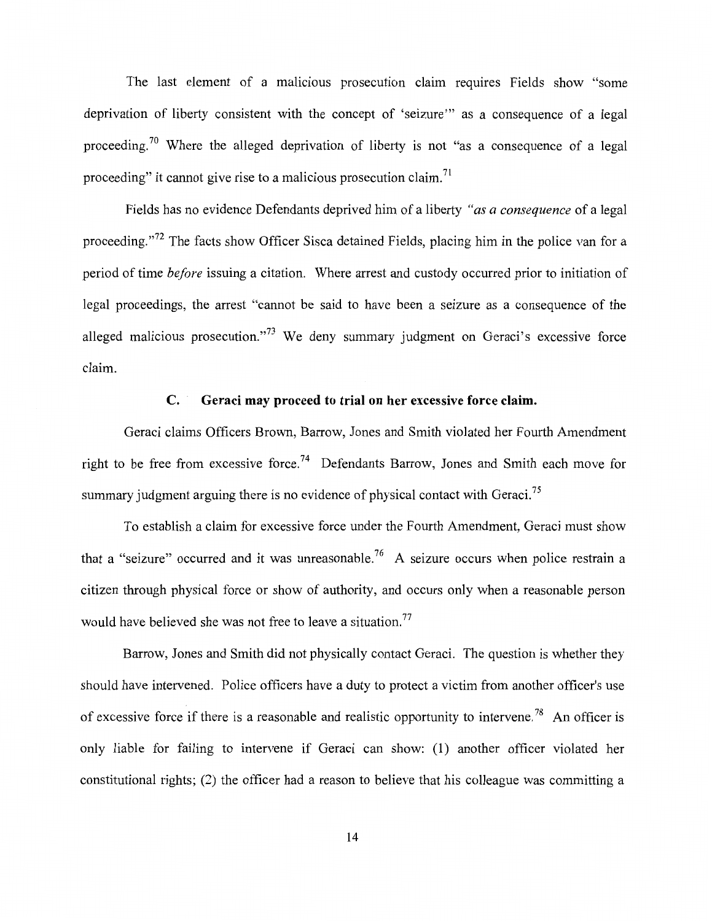The last element of a malicious prosecution claim requires Fields show "some deprivation of liberty consistent with the concept of 'seizure'" as a consequence of a legal proceeding.[70] Where the alleged deprivation of liberty is not "as a consequence of a legal proceeding" it cannot give rise to a malicious prosecution claim.[71]

Fields has no evidence Defendants deprived him of a liberty *"as a consequence* of a legal proceeding."[72] The facts show Officer Sisca detained Fields, placing him in the police van for a period of time *before* issuing a citation. Where arrest and custody occurred prior to initiation of legal proceedings, the arrest "cannot be said to have been a seizure as a consequence of the alleged malicious prosecution."[73] We deny summary judgment on Geraci's excessive force claim.

### C. Geraci may proceed to trial on her excessive force claim.

Geraci claims Officers Brown, Barrow, Jones and Smith violated her Fourth Amendment right to be free from excessive force.[74] Defendants Barrow, Jones and Smith each move for summary judgment arguing there is no evidence of physical contact with Geraci.[75]

To establish a claim for excessive force under the Fourth Amendment, Geraci must show that a "seizure" occurred and it was unreasonable.[76] A seizure occurs when police restrain a citizen through physical force or show of authority, and occurs only when a reasonable person would have believed she was not free to leave a situation.[77]

Barrow, Jones and Smith did not physically contact Geraci. The question is whether they should have intervened. Police officers have a duty to protect a victim from another officer's use of excessive force if there is a reasonable and realistic opportunity to intervene.[78] An officer is only liable for failing to intervene if Geraci can show: (1) another officer violated her constitutional rights; (2) the officer had a reason to believe that his colleague was committing a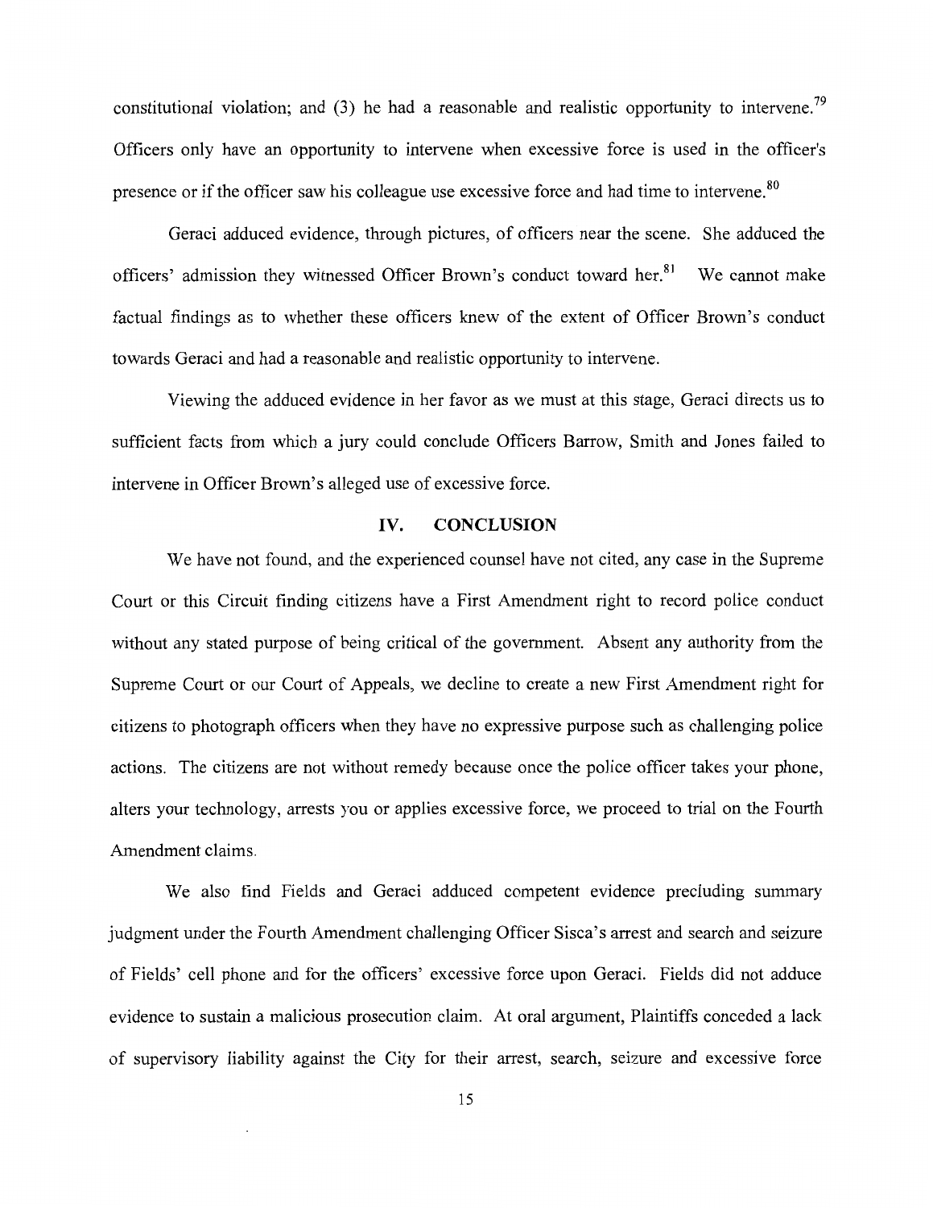constitutional violation; and (3) he had a reasonable and realistic opportunity to intervene.[79] Officers only have an opportunity to intervene when excessive force is used in the officer's presence or if the officer saw his colleague use excessive force and had time to intervene.[80]

Geraci adduced evidence, through pictures, of officers near the scene. She adduced the officers' admission they witnessed Officer Brown's conduct toward her.[81] We cannot make factual findings as to whether these officers knew of the extent of Officer Brown's conduct towards Geraci and had a reasonable and realistic opportunity to intervene.

Viewing the adduced evidence in her favor as we must at this stage, Geraci directs us to sufficient facts from which a jury could conclude Officers Barrow, Smith and Jones failed to intervene in Officer Brown's alleged use of excessive force.

## IV. CONCLUSION

We have not found, and the experienced counsel have not cited, any case in the Supreme Court or this Circuit finding citizens have a First Amendment right to record police conduct without any stated purpose of being critical of the government. Absent any authority from the Supreme Court or our Court of Appeals, we decline to create a new First Amendment right for citizens to photograph officers when they have no expressive purpose such as challenging police actions. The citizens are not without remedy because once the police officer takes your phone, alters your technology, arrests you or applies excessive force, we proceed to trial on the Fourth Amendment claims.

We also find Fields and Geraci adduced competent evidence precluding summary judgment under the Fourth Amendment challenging Officer Sisca's arrest and search and seizure of Fields' cell phone and for the officers' excessive force upon Geraci. Fields did not adduce evidence to sustain a malicious prosecution claim. At oral argument, Plaintiffs conceded a lack of supervisory liability against the City for their arrest, search, seizure and excessive force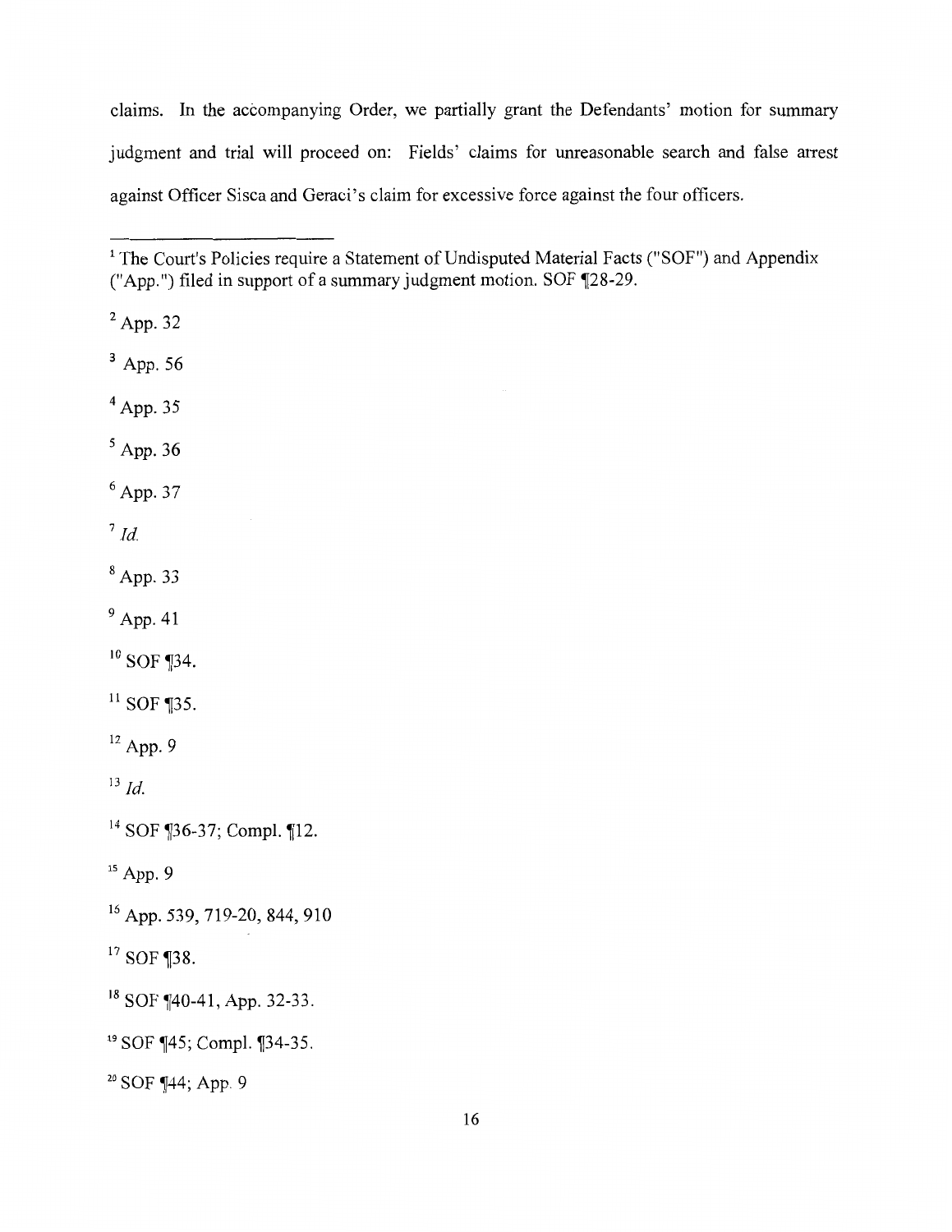claims. In the accompanying Order, we partially grant the Defendants' motion for summary judgment and trial will proceed on: Fields' claims for unreasonable search and false arrest against Officer Sisca and Geraci's claim for excessive force against the four officers.

---

[1] The Court's Policies require a Statement of Undisputed Material Facts ("SOF") and Appendix ("App.") filed in support of a summary judgment motion. SOF ¶28-29.

[2] App. 32

[3] App. 56

[4] App. 35

[5] App. 36

[6] App. 37

[7] *Id.*

[8] App. 33

[9] App. 41

[10] SOF ¶34.

[11] SOF ¶35.

[12] App. 9

[13] *Id.*

[14] SOF ¶36-37; Compl. ¶12.

[15] App. 9

[16] App. 539, 719-20, 844, 910

[17] SOF ¶38.

[18] SOF ¶40-41, App. 32-33.

[19] SOF ¶45; Compl. ¶34-35.

[20] SOF ¶44; App. 9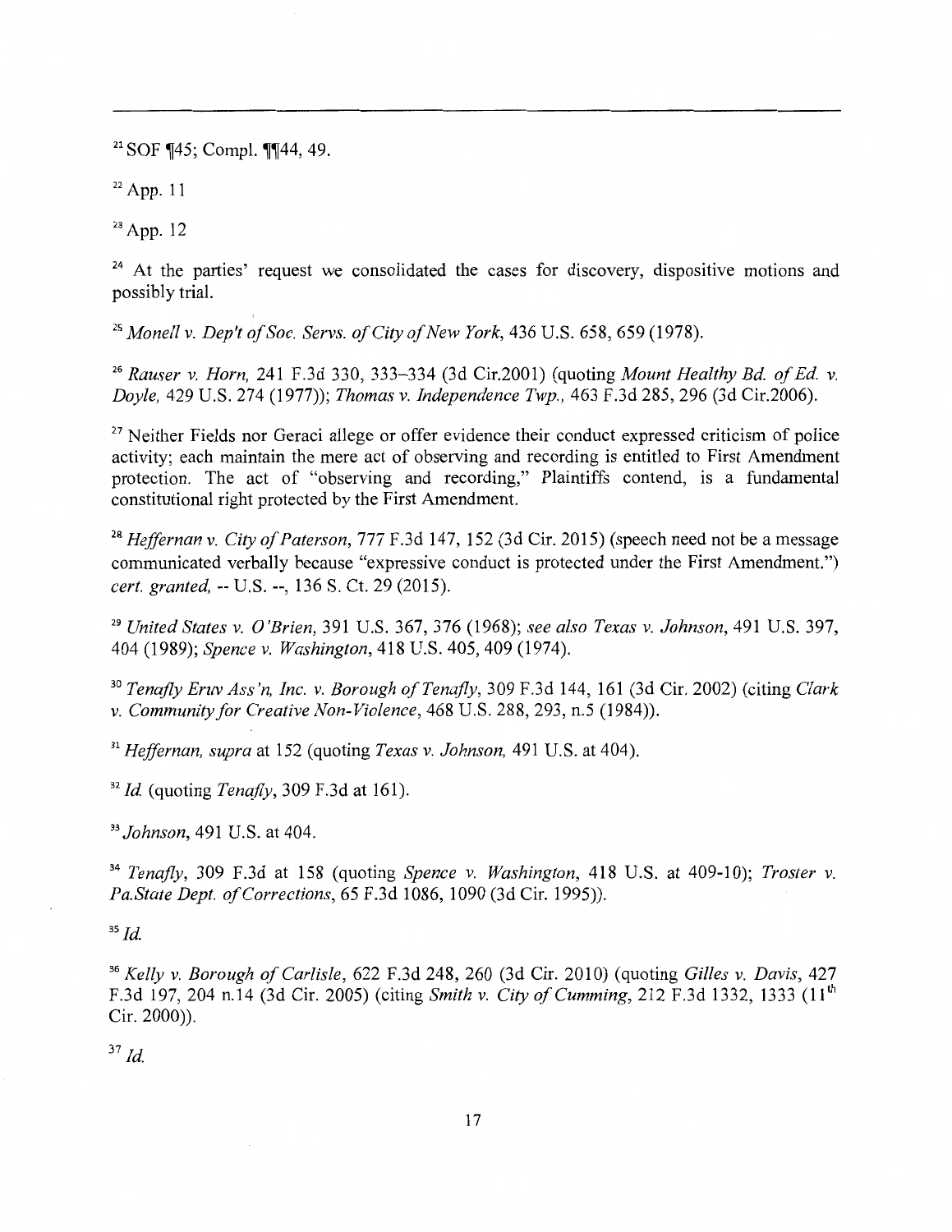---

[21] SOF ¶45; Compl. ¶¶44, 49.

[22] App. 11

[23] App. 12

[24] At the parties' request we consolidated the cases for discovery, dispositive motions and possibly trial.

[25] *Monell v. Dep't of Soc. Servs. of City of New York*, 436 U.S. 658, 659 (1978).

[26] *Rauser v. Horn*, 241 F.3d 330, 333–334 (3d Cir.2001) (quoting *Mount Healthy Bd. of Ed. v. Doyle*, 429 U.S. 274 (1977)); *Thomas v. Independence Twp.*, 463 F.3d 285, 296 (3d Cir.2006).

[27] Neither Fields nor Geraci allege or offer evidence their conduct expressed criticism of police activity; each maintain the mere act of observing and recording is entitled to First Amendment protection. The act of "observing and recording," Plaintiffs contend, is a fundamental constitutional right protected by the First Amendment.

[28] *Heffernan v. City of Paterson*, 777 F.3d 147, 152 (3d Cir. 2015) (speech need not be a message communicated verbally because "expressive conduct is protected under the First Amendment.") *cert. granted*, -- U.S. --, 136 S. Ct. 29 (2015).

[29] *United States v. O'Brien*, 391 U.S. 367, 376 (1968); *see also Texas v. Johnson*, 491 U.S. 397, 404 (1989); *Spence v. Washington*, 418 U.S. 405, 409 (1974).

[30] *Tenafly Eruv Ass'n, Inc. v. Borough of Tenafly*, 309 F.3d 144, 161 (3d Cir. 2002) (citing *Clark v. Community for Creative Non-Violence*, 468 U.S. 288, 293, n.5 (1984)).

[31] *Heffernan, supra* at 152 (quoting *Texas v. Johnson*, 491 U.S. at 404).

[32] *Id.* (quoting *Tenafly*, 309 F.3d at 161).

[33] *Johnson*, 491 U.S. at 404.

[34] *Tenafly*, 309 F.3d at 158 (quoting *Spence v. Washington*, 418 U.S. at 409-10); *Troster v. Pa.State Dept. of Corrections*, 65 F.3d 1086, 1090 (3d Cir. 1995)).

[35] *Id.*

[36] *Kelly v. Borough of Carlisle*, 622 F.3d 248, 260 (3d Cir. 2010) (quoting *Gilles v. Davis*, 427 F.3d 197, 204 n.14 (3d Cir. 2005) (citing *Smith v. City of Cumming*, 212 F.3d 1332, 1333 (11th Cir. 2000)).

[37] *Id.*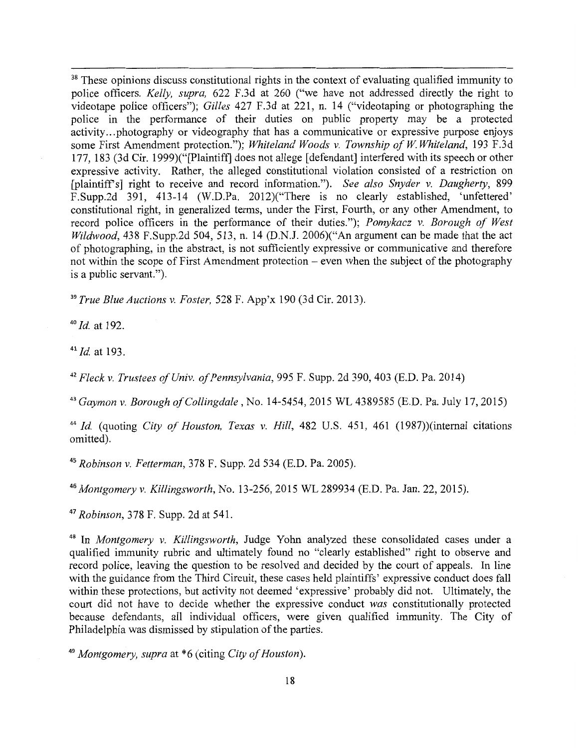[38] These opinions discuss constitutional rights in the context of evaluating qualified immunity to police officers. *Kelly, supra,* 622 F.3d at 260 ("we have not addressed directly the right to videotape police officers"); *Gilles* 427 F.3d at 221, n. 14 ("videotaping or photographing the police in the performance of their duties on public property may be a protected activity...photography or videography that has a communicative or expressive purpose enjoys some First Amendment protection."); *Whiteland Woods v. Township of W. Whiteland,* 193 F.3d 177, 183 (3d Cir. 1999)("[Plaintiff] does not allege [defendant] interfered with its speech or other expressive activity. Rather, the alleged constitutional violation consisted of a restriction on [plaintiff's] right to receive and record information."). *See also Snyder v. Daugherty,* 899 F.Supp.2d 391, 413-14 (W.D.Pa. 2012)("There is no clearly established, 'unfettered' constitutional right, in generalized terms, under the First, Fourth, or any other Amendment, to record police officers in the performance of their duties."); *Pomykacz v. Borough of West Wildwood,* 438 F.Supp.2d 504, 513, n. 14 (D.N.J. 2006)("An argument can be made that the act of photographing, in the abstract, is not sufficiently expressive or communicative and therefore not within the scope of First Amendment protection – even when the subject of the photography is a public servant.").

[39] *True Blue Auctions v. Foster,* 528 F. App'x 190 (3d Cir. 2013).

[40] *Id.* at 192.

[41] *Id.* at 193.

[42] *Fleck v. Trustees of Univ. of Pennsylvania,* 995 F. Supp. 2d 390, 403 (E.D. Pa. 2014)

[43] *Gaymon v. Borough of Collingdale* , No. 14-5454, 2015 WL 4389585 (E.D. Pa. July 17, 2015)

[44] *Id.* (quoting *City of Houston, Texas v. Hill,* 482 U.S. 451, 461 (1987))(internal citations omitted).

[45] *Robinson v. Fetterman,* 378 F. Supp. 2d 534 (E.D. Pa. 2005).

[46] *Montgomery v. Killingsworth,* No. 13-256, 2015 WL 289934 (E.D. Pa. Jan. 22, 2015).

[47] *Robinson,* 378 F. Supp. 2d at 541.

[48] In *Montgomery v. Killingsworth,* Judge Yohn analyzed these consolidated cases under a qualified immunity rubric and ultimately found no "clearly established" right to observe and record police, leaving the question to be resolved and decided by the court of appeals. In line with the guidance from the Third Circuit, these cases held plaintiffs' expressive conduct does fall within these protections, but activity not deemed 'expressive' probably did not. Ultimately, the court did not have to decide whether the expressive conduct *was* constitutionally protected because defendants, all individual officers, were given qualified immunity. The City of Philadelphia was dismissed by stipulation of the parties.

[49] *Montgomery, supra* at *6 (citing *City of Houston*).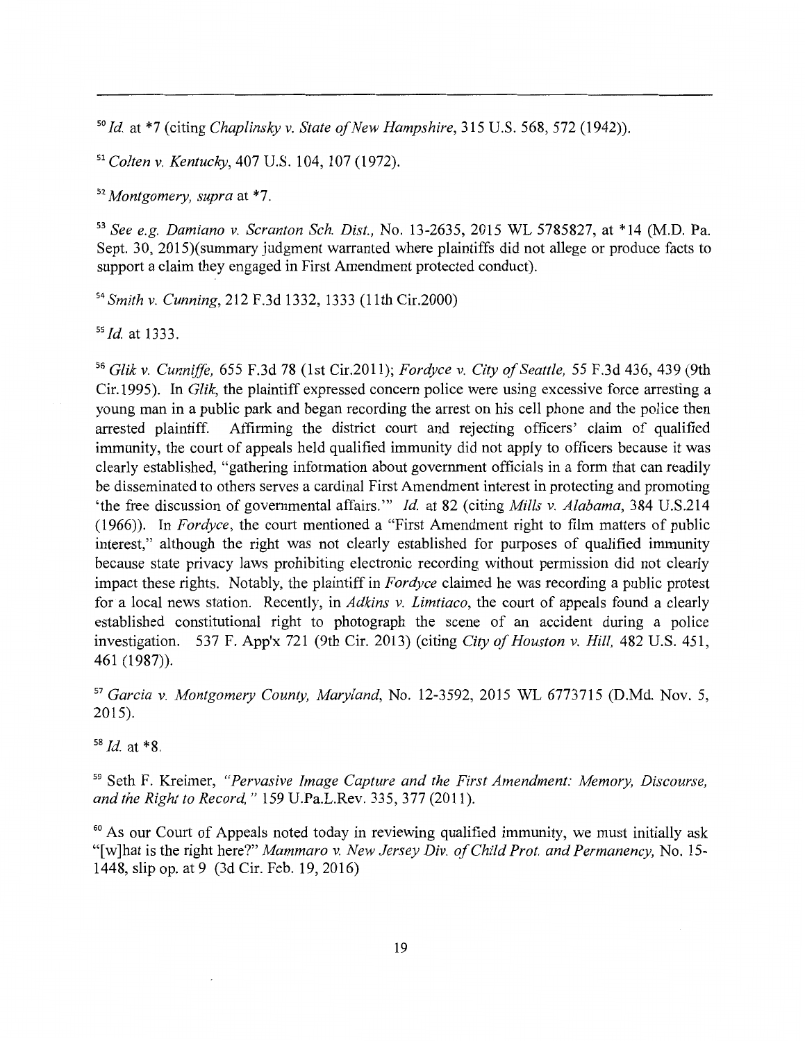---

[50] *Id.* at *7 (citing *Chaplinsky v. State of New Hampshire*, 315 U.S. 568, 572 (1942)).

[51] *Colten v. Kentucky*, 407 U.S. 104, 107 (1972).

[52] *Montgomery, supra* at *7.

[53] *See e.g. Damiano v. Scranton Sch. Dist.*, No. 13-2635, 2015 WL 5785827, at *14 (M.D. Pa. Sept. 30, 2015)(summary judgment warranted where plaintiffs did not allege or produce facts to support a claim they engaged in First Amendment protected conduct).

[54] *Smith v. Cunning*, 212 F.3d 1332, 1333 (11th Cir.2000)

[55] *Id.* at 1333.

[56] *Glik v. Cunniffe*, 655 F.3d 78 (1st Cir.2011); *Fordyce v. City of Seattle*, 55 F.3d 436, 439 (9th Cir.1995). In *Glik*, the plaintiff expressed concern police were using excessive force arresting a young man in a public park and began recording the arrest on his cell phone and the police then arrested plaintiff. Affirming the district court and rejecting officers' claim of qualified immunity, the court of appeals held qualified immunity did not apply to officers because it was clearly established, "gathering information about government officials in a form that can readily be disseminated to others serves a cardinal First Amendment interest in protecting and promoting 'the free discussion of governmental affairs.'" *Id.* at 82 (citing *Mills v. Alabama*, 384 U.S.214 (1966)). In *Fordyce*, the court mentioned a "First Amendment right to film matters of public interest," although the right was not clearly established for purposes of qualified immunity because state privacy laws prohibiting electronic recording without permission did not clearly impact these rights. Notably, the plaintiff in *Fordyce* claimed he was recording a public protest for a local news station. Recently, in *Adkins v. Limtiaco*, the court of appeals found a clearly established constitutional right to photograph the scene of an accident during a police investigation. 537 F. App'x 721 (9th Cir. 2013) (citing *City of Houston v. Hill*, 482 U.S. 451, 461 (1987)).

[57] *Garcia v. Montgomery County, Maryland*, No. 12-3592, 2015 WL 6773715 (D.Md. Nov. 5, 2015).

[58] *Id.* at *8.

[59] Seth F. Kreimer, *"Pervasive Image Capture and the First Amendment: Memory, Discourse, and the Right to Record,"* 159 U.Pa.L.Rev. 335, 377 (2011).

[60] As our Court of Appeals noted today in reviewing qualified immunity, we must initially ask "[w]hat is the right here?" *Mammaro v. New Jersey Div. of Child Prot. and Permanency*, No. 15-1448, slip op. at 9 (3d Cir. Feb. 19, 2016)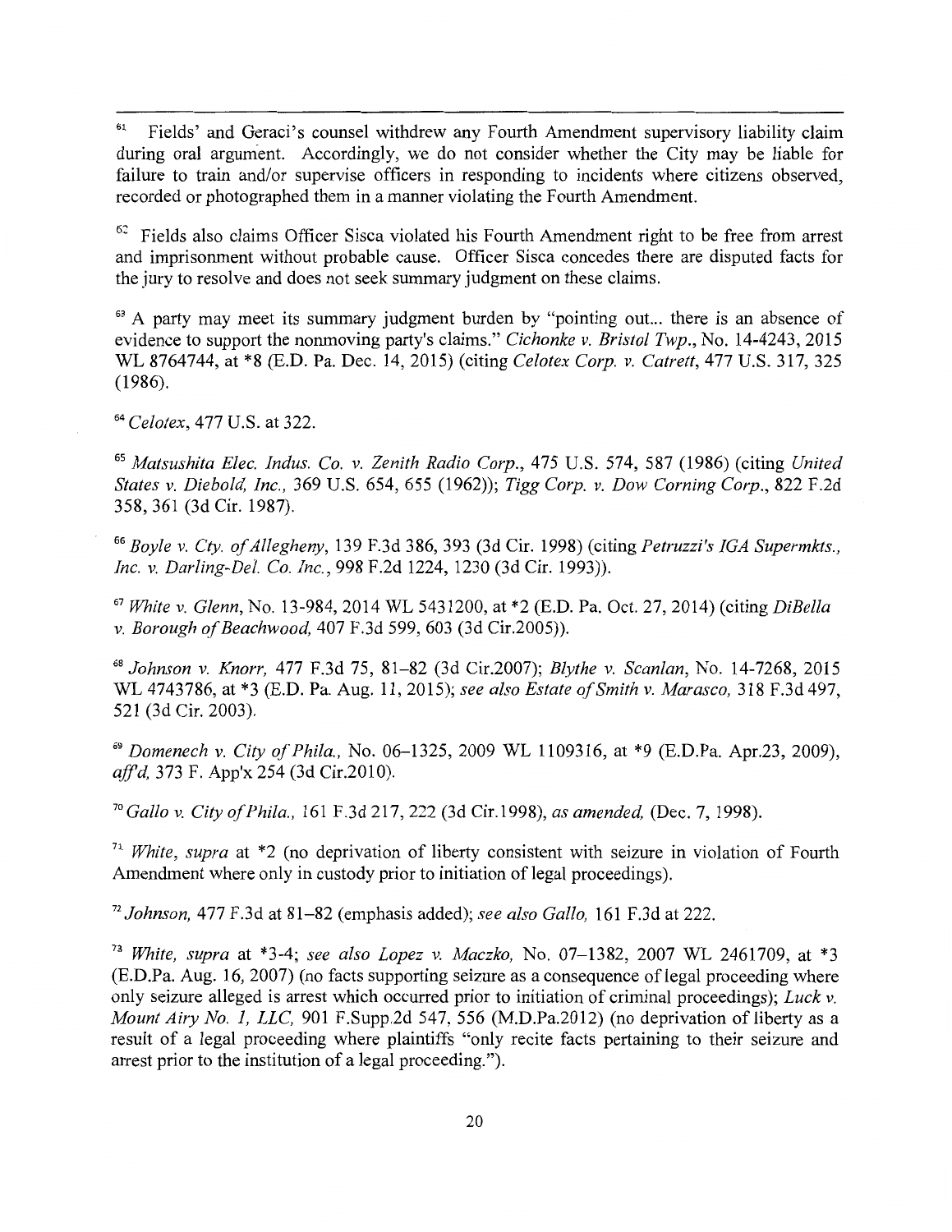---

[61] Fields' and Geraci's counsel withdrew any Fourth Amendment supervisory liability claim during oral argument. Accordingly, we do not consider whether the City may be liable for failure to train and/or supervise officers in responding to incidents where citizens observed, recorded or photographed them in a manner violating the Fourth Amendment.

[62] Fields also claims Officer Sisca violated his Fourth Amendment right to be free from arrest and imprisonment without probable cause. Officer Sisca concedes there are disputed facts for the jury to resolve and does not seek summary judgment on these claims.

[63] A party may meet its summary judgment burden by "pointing out... there is an absence of evidence to support the nonmoving party's claims." *Cichonke v. Bristol Twp.*, No. 14-4243, 2015 WL 8764744, at *8 (E.D. Pa. Dec. 14, 2015) (citing *Celotex Corp. v. Catrett*, 477 U.S. 317, 325 (1986).

[64] *Celotex*, 477 U.S. at 322.

[65] *Matsushita Elec. Indus. Co. v. Zenith Radio Corp.*, 475 U.S. 574, 587 (1986) (citing *United States v. Diebold, Inc.*, 369 U.S. 654, 655 (1962)); *Tigg Corp. v. Dow Corning Corp.*, 822 F.2d 358, 361 (3d Cir. 1987).

[66] *Boyle v. Cty. of Allegheny*, 139 F.3d 386, 393 (3d Cir. 1998) (citing *Petruzzi's IGA Supermkts., Inc. v. Darling-Del. Co. Inc.*, 998 F.2d 1224, 1230 (3d Cir. 1993)).

[67] *White v. Glenn*, No. 13-984, 2014 WL 5431200, at *2 (E.D. Pa. Oct. 27, 2014) (citing *DiBella v. Borough of Beachwood*, 407 F.3d 599, 603 (3d Cir.2005)).

[68] *Johnson v. Knorr*, 477 F.3d 75, 81–82 (3d Cir.2007); *Blythe v. Scanlan*, No. 14-7268, 2015 WL 4743786, at *3 (E.D. Pa. Aug. 11, 2015); *see also Estate of Smith v. Marasco*, 318 F.3d 497, 521 (3d Cir. 2003).

[69] *Domenech v. City of Phila.*, No. 06–1325, 2009 WL 1109316, at *9 (E.D.Pa. Apr.23, 2009), *aff'd*, 373 F. App'x 254 (3d Cir.2010).

[70] *Gallo v. City of Phila.*, 161 F.3d 217, 222 (3d Cir.1998), *as amended*, (Dec. 7, 1998).

[71] *White*, *supra* at *2 (no deprivation of liberty consistent with seizure in violation of Fourth Amendment where only in custody prior to initiation of legal proceedings).

[72] *Johnson*, 477 F.3d at 81–82 (emphasis added); *see also Gallo*, 161 F.3d at 222.

[73] *White*, *supra* at *3-4; *see also Lopez v. Maczko*, No. 07–1382, 2007 WL 2461709, at *3 (E.D.Pa. Aug. 16, 2007) (no facts supporting seizure as a consequence of legal proceeding where only seizure alleged is arrest which occurred prior to initiation of criminal proceedings); *Luck v. Mount Airy No. 1, LLC*, 901 F.Supp.2d 547, 556 (M.D.Pa.2012) (no deprivation of liberty as a result of a legal proceeding where plaintiffs "only recite facts pertaining to their seizure and arrest prior to the institution of a legal proceeding.").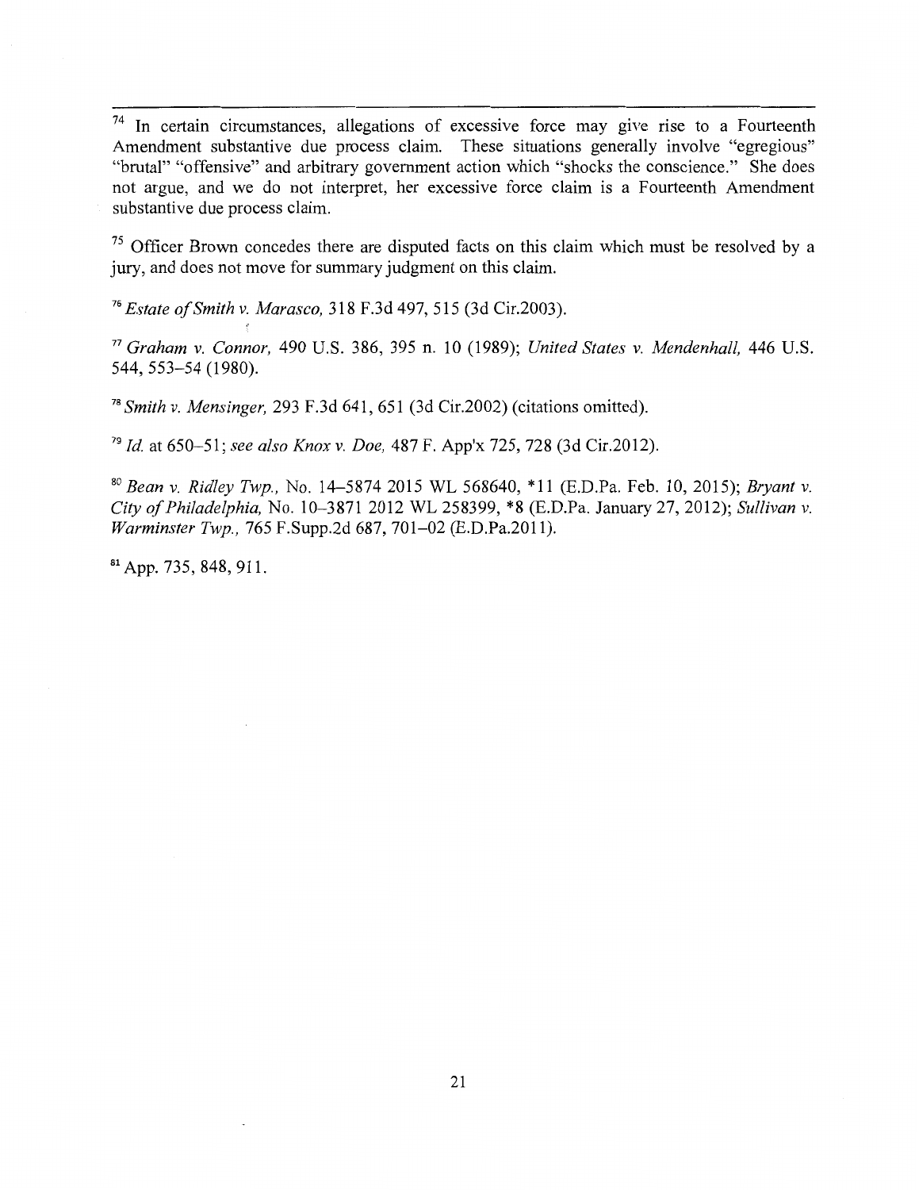[74] In certain circumstances, allegations of excessive force may give rise to a Fourteenth Amendment substantive due process claim. These situations generally involve "egregious" "brutal" "offensive" and arbitrary government action which "shocks the conscience." She does not argue, and we do not interpret, her excessive force claim is a Fourteenth Amendment substantive due process claim.

[75] Officer Brown concedes there are disputed facts on this claim which must be resolved by a jury, and does not move for summary judgment on this claim.

[76] *Estate of Smith v. Marasco,* 318 F.3d 497, 515 (3d Cir.2003).

[77] *Graham v. Connor,* 490 U.S. 386, 395 n. 10 (1989); *United States v. Mendenhall,* 446 U.S. 544, 553–54 (1980).

[78] *Smith v. Mensinger,* 293 F.3d 641, 651 (3d Cir.2002) (citations omitted).

[79] *Id.* at 650–51; *see also Knox v. Doe,* 487 F. App'x 725, 728 (3d Cir.2012).

[80] *Bean v. Ridley Twp.,* No. 14–5874 2015 WL 568640, *11 (E.D.Pa. Feb. 10, 2015); *Bryant v. City of Philadelphia,* No. 10–3871 2012 WL 258399, *8 (E.D.Pa. January 27, 2012); *Sullivan v. Warminster Twp.,* 765 F.Supp.2d 687, 701–02 (E.D.Pa.2011).

[81] App. 735, 848, 911.